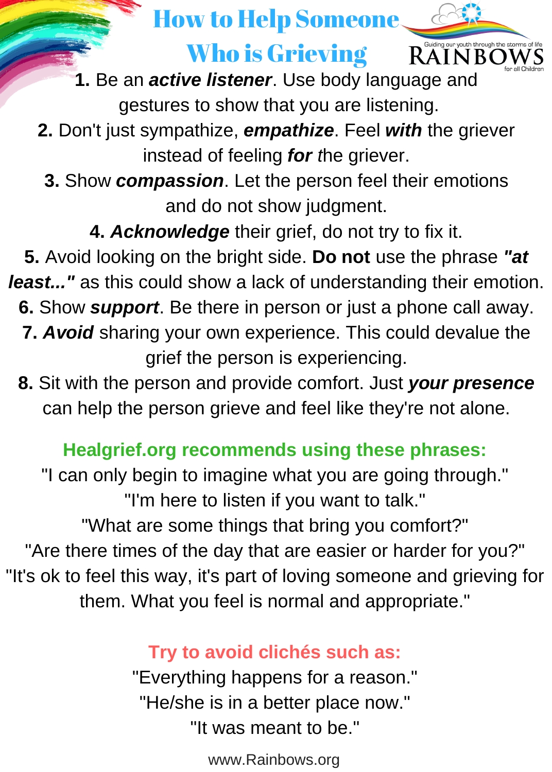# How to Help Someone Who is Grieving

Guiding our youth through the storms of life
RAINBOWS for all Children

**1.** Be an ***active listener***. Use body language and gestures to show that you are listening.

**2.** Don't just sympathize, ***empathize***. Feel ***with*** the griever instead of feeling ***for*** the griever.

**3.** Show ***compassion***. Let the person feel their emotions and do not show judgment.

**4.** ***Acknowledge*** their grief, do not try to fix it.

**5.** Avoid looking on the bright side. **Do not** use the phrase ***"at least..."*** as this could show a lack of understanding their emotion.

**6.** Show ***support***. Be there in person or just a phone call away.

**7.** ***Avoid*** sharing your own experience. This could devalue the grief the person is experiencing.

**8.** Sit with the person and provide comfort. Just ***your presence*** can help the person grieve and feel like they're not alone.

**Healgrief.org recommends using these phrases:**

"I can only begin to imagine what you are going through."
"I'm here to listen if you want to talk."
"What are some things that bring you comfort?"
"Are there times of the day that are easier or harder for you?"
"It's ok to feel this way, it's part of loving someone and grieving for them. What you feel is normal and appropriate."

**Try to avoid clichés such as:**

"Everything happens for a reason."
"He/she is in a better place now."
"It was meant to be."

www.Rainbows.org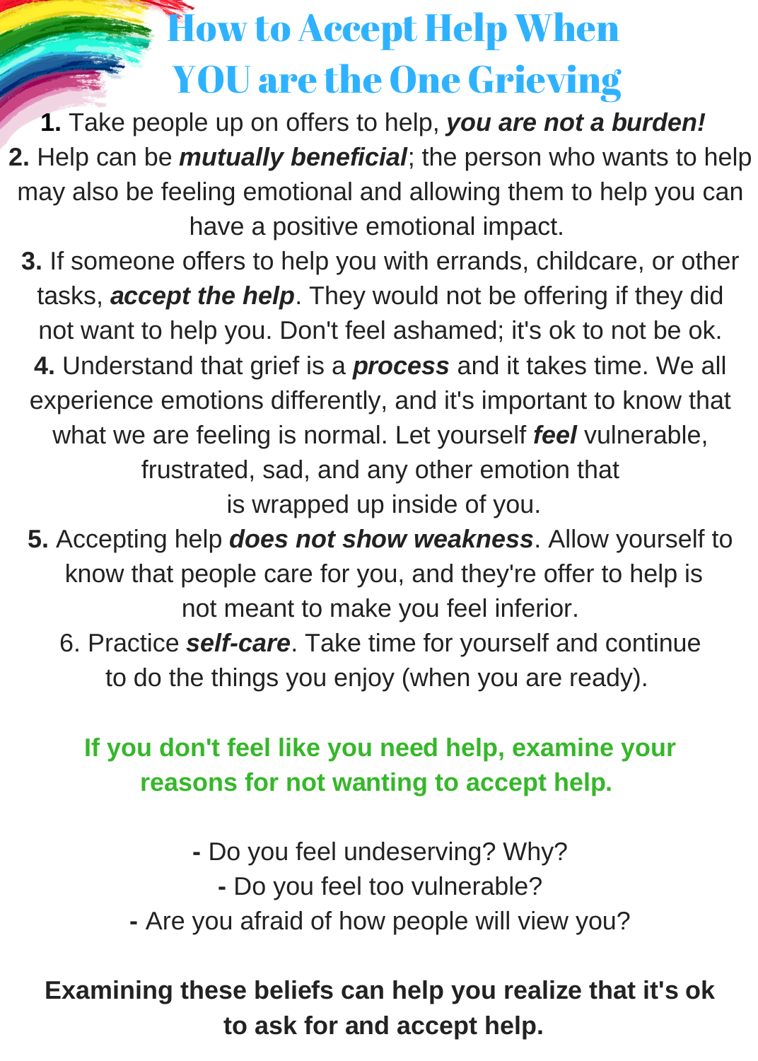# How to Accept Help When YOU are the One Grieving

**1.** Take people up on offers to help, ***you are not a burden!***

**2.** Help can be ***mutually beneficial***; the person who wants to help may also be feeling emotional and allowing them to help you can have a positive emotional impact.

**3.** If someone offers to help you with errands, childcare, or other tasks, ***accept the help***. They would not be offering if they did not want to help you. Don't feel ashamed; it's ok to not be ok.

**4.** Understand that grief is a ***process*** and it takes time. We all experience emotions differently, and it's important to know that what we are feeling is normal. Let yourself ***feel*** vulnerable, frustrated, sad, and any other emotion that is wrapped up inside of you.

**5.** Accepting help ***does not show weakness***. Allow yourself to know that people care for you, and they're offer to help is not meant to make you feel inferior.

6. Practice ***self-care***. Take time for yourself and continue to do the things you enjoy (when you are ready).

**If you don't feel like you need help, examine your reasons for not wanting to accept help.**

- Do you feel undeserving? Why?
- Do you feel too vulnerable?
- Are you afraid of how people will view you?

**Examining these beliefs can help you realize that it's ok to ask for and accept help.**